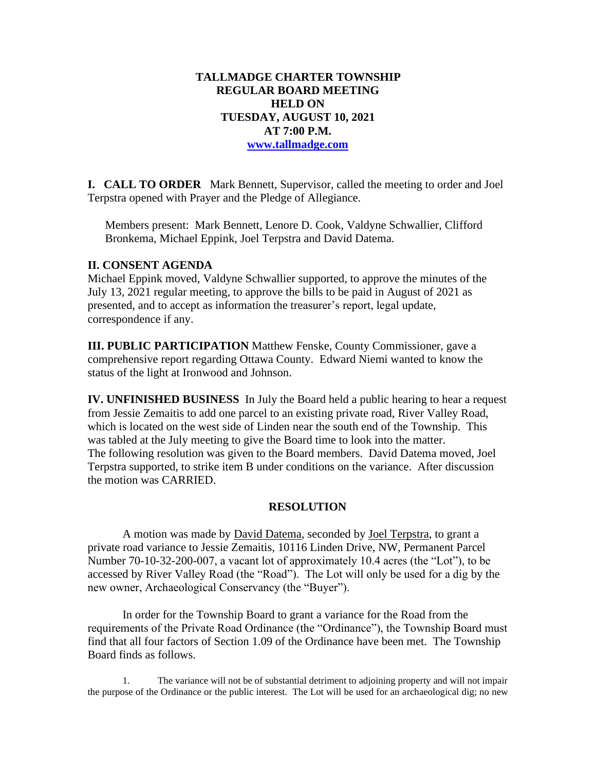# TALLMADGE CHARTER TOWNSHIP
## REGULAR BOARD MEETING
## HELD ON
## TUESDAY, AUGUST 10, 2021
## AT 7:00 P.M.
[www.tallmadge.com](http://www.tallmadge.com)

**I. CALL TO ORDER** Mark Bennett, Supervisor, called the meeting to order and Joel Terpstra opened with Prayer and the Pledge of Allegiance.

Members present: Mark Bennett, Lenore D. Cook, Valdyne Schwallier, Clifford Bronkema, Michael Eppink, Joel Terpstra and David Datema.

**II. CONSENT AGENDA**
Michael Eppink moved, Valdyne Schwallier supported, to approve the minutes of the July 13, 2021 regular meeting, to approve the bills to be paid in August of 2021 as presented, and to accept as information the treasurer's report, legal update, correspondence if any.

**III. PUBLIC PARTICIPATION** Matthew Fenske, County Commissioner, gave a comprehensive report regarding Ottawa County. Edward Niemi wanted to know the status of the light at Ironwood and Johnson.

**IV. UNFINISHED BUSINESS** In July the Board held a public hearing to hear a request from Jessie Zemaitis to add one parcel to an existing private road, River Valley Road, which is located on the west side of Linden near the south end of the Township. This was tabled at the July meeting to give the Board time to look into the matter. The following resolution was given to the Board members. David Datema moved, Joel Terpstra supported, to strike item B under conditions on the variance. After discussion the motion was CARRIED.

**RESOLUTION**

A motion was made by David Datema, seconded by Joel Terpstra, to grant a private road variance to Jessie Zemaitis, 10116 Linden Drive, NW, Permanent Parcel Number 70-10-32-200-007, a vacant lot of approximately 10.4 acres (the "Lot"), to be accessed by River Valley Road (the "Road"). The Lot will only be used for a dig by the new owner, Archaeological Conservancy (the "Buyer").

In order for the Township Board to grant a variance for the Road from the requirements of the Private Road Ordinance (the "Ordinance"), the Township Board must find that all four factors of Section 1.09 of the Ordinance have been met. The Township Board finds as follows.

1. The variance will not be of substantial detriment to adjoining property and will not impair the purpose of the Ordinance or the public interest. The Lot will be used for an archaeological dig; no new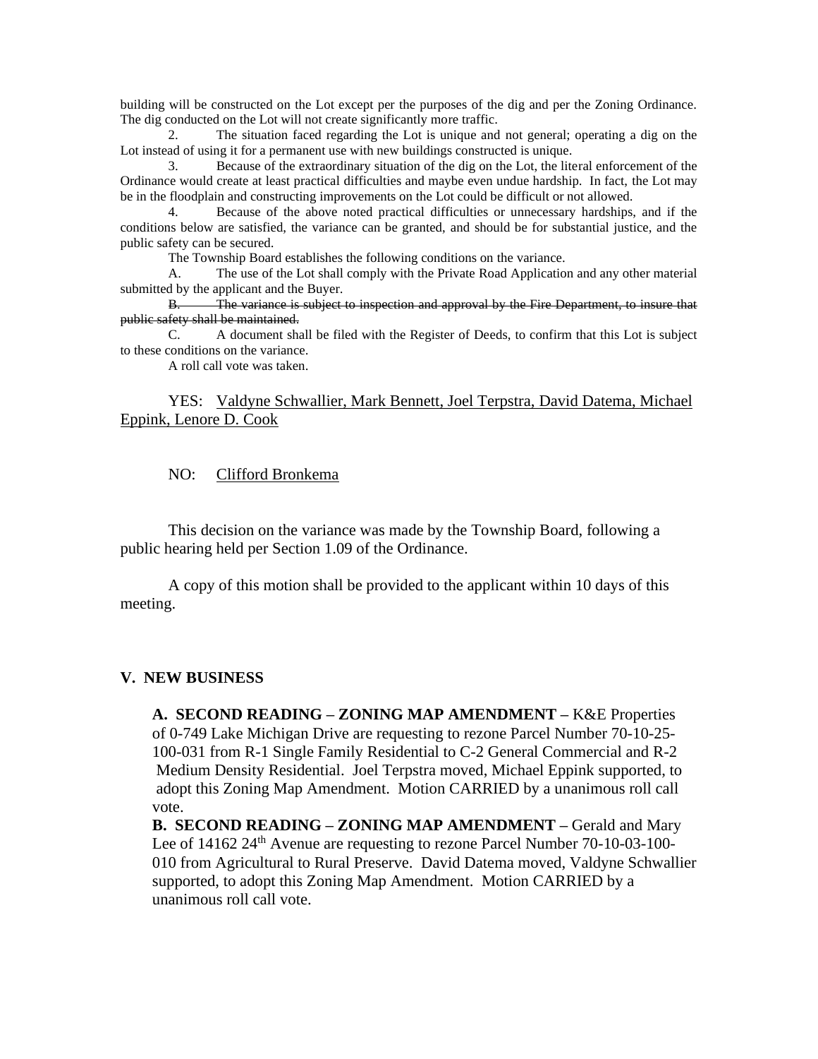building will be constructed on the Lot except per the purposes of the dig and per the Zoning Ordinance. The dig conducted on the Lot will not create significantly more traffic.

2. The situation faced regarding the Lot is unique and not general; operating a dig on the Lot instead of using it for a permanent use with new buildings constructed is unique.

3. Because of the extraordinary situation of the dig on the Lot, the literal enforcement of the Ordinance would create at least practical difficulties and maybe even undue hardship. In fact, the Lot may be in the floodplain and constructing improvements on the Lot could be difficult or not allowed.

4. Because of the above noted practical difficulties or unnecessary hardships, and if the conditions below are satisfied, the variance can be granted, and should be for substantial justice, and the public safety can be secured.

The Township Board establishes the following conditions on the variance.

A. The use of the Lot shall comply with the Private Road Application and any other material submitted by the applicant and the Buyer.

~~B. The variance is subject to inspection and approval by the Fire Department, to insure that public safety shall be maintained.~~

C. A document shall be filed with the Register of Deeds, to confirm that this Lot is subject to these conditions on the variance.

A roll call vote was taken.

YES: Valdyne Schwallier, Mark Bennett, Joel Terpstra, David Datema, Michael Eppink, Lenore D. Cook

NO: Clifford Bronkema

This decision on the variance was made by the Township Board, following a public hearing held per Section 1.09 of the Ordinance.

A copy of this motion shall be provided to the applicant within 10 days of this meeting.

## V. NEW BUSINESS

**A. SECOND READING – ZONING MAP AMENDMENT –** K&E Properties of 0-749 Lake Michigan Drive are requesting to rezone Parcel Number 70-10-25-100-031 from R-1 Single Family Residential to C-2 General Commercial and R-2 Medium Density Residential. Joel Terpstra moved, Michael Eppink supported, to adopt this Zoning Map Amendment. Motion CARRIED by a unanimous roll call vote.

**B. SECOND READING – ZONING MAP AMENDMENT –** Gerald and Mary Lee of 14162 24th Avenue are requesting to rezone Parcel Number 70-10-03-100-010 from Agricultural to Rural Preserve. David Datema moved, Valdyne Schwallier supported, to adopt this Zoning Map Amendment. Motion CARRIED by a unanimous roll call vote.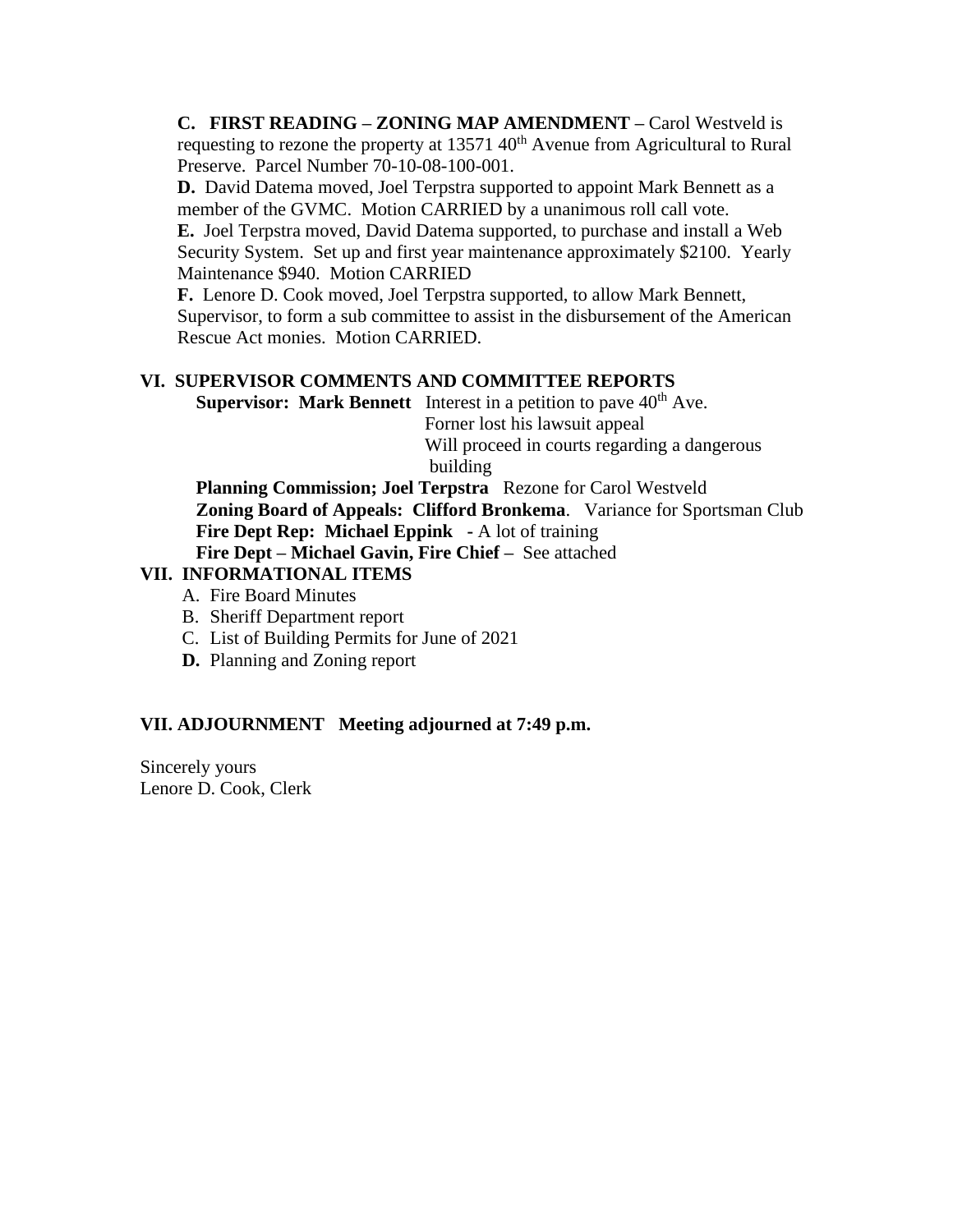**C. FIRST READING – ZONING MAP AMENDMENT –** Carol Westveld is requesting to rezone the property at 13571 40th Avenue from Agricultural to Rural Preserve. Parcel Number 70-10-08-100-001.

**D.** David Datema moved, Joel Terpstra supported to appoint Mark Bennett as a member of the GVMC. Motion CARRIED by a unanimous roll call vote.

**E.** Joel Terpstra moved, David Datema supported, to purchase and install a Web Security System. Set up and first year maintenance approximately $2100. Yearly Maintenance $940. Motion CARRIED

**F.** Lenore D. Cook moved, Joel Terpstra supported, to allow Mark Bennett, Supervisor, to form a sub committee to assist in the disbursement of the American Rescue Act monies. Motion CARRIED.

## VI. SUPERVISOR COMMENTS AND COMMITTEE REPORTS

**Supervisor: Mark Bennett** Interest in a petition to pave 40th Ave.
Forner lost his lawsuit appeal
Will proceed in courts regarding a dangerous building

**Planning Commission; Joel Terpstra** Rezone for Carol Westveld

**Zoning Board of Appeals: Clifford Bronkema**. Variance for Sportsman Club

**Fire Dept Rep: Michael Eppink** - A lot of training

**Fire Dept – Michael Gavin, Fire Chief –** See attached

## VII. INFORMATIONAL ITEMS

A. Fire Board Minutes
B. Sheriff Department report
C. List of Building Permits for June of 2021
**D.** Planning and Zoning report

## VII. ADJOURNMENT Meeting adjourned at 7:49 p.m.

Sincerely yours
Lenore D. Cook, Clerk